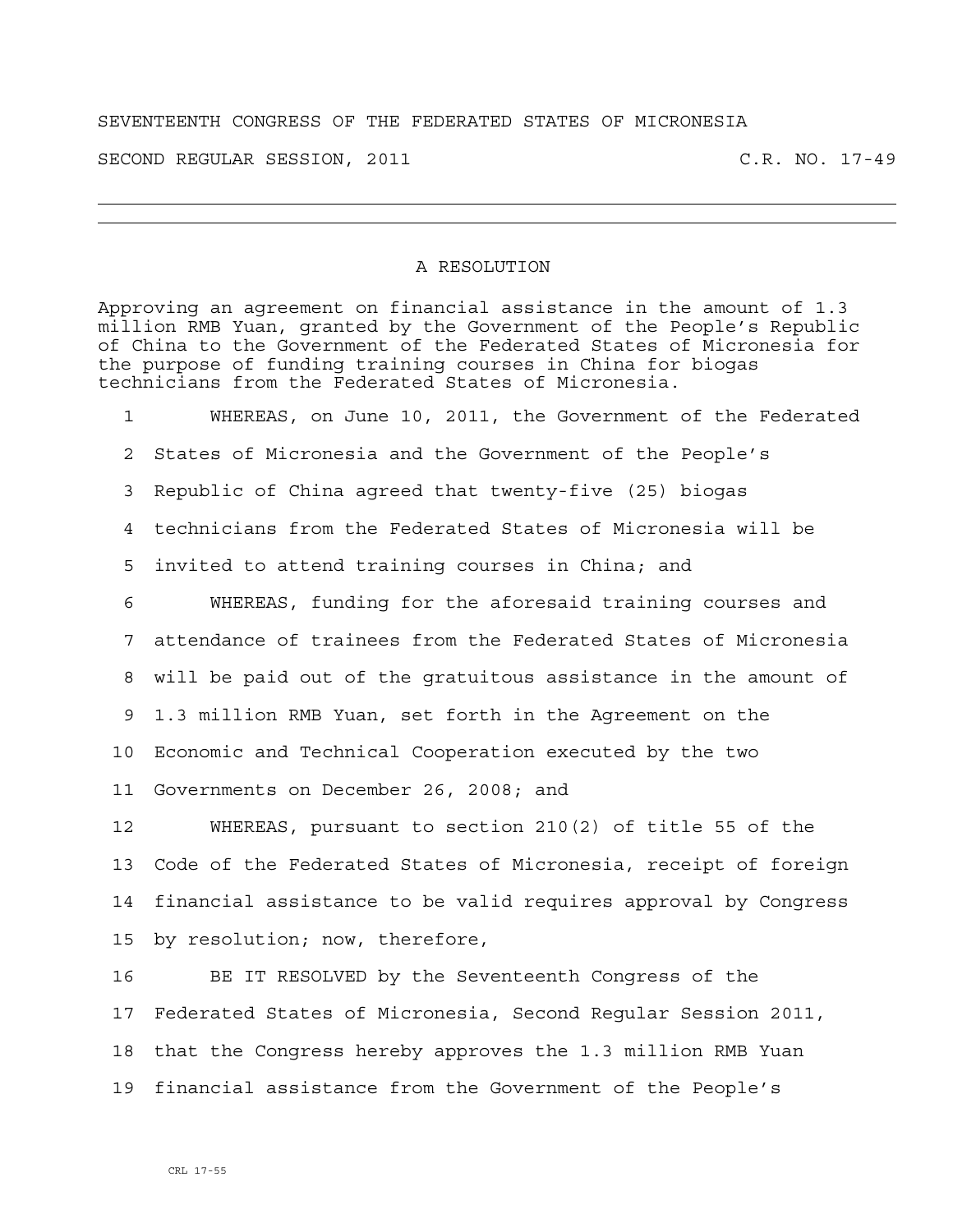SEVENTEENTH CONGRESS OF THE FEDERATED STATES OF MICRONESIA

SECOND REGULAR SESSION, 2011 C.R. NO. 17-49

---

## A RESOLUTION

Approving an agreement on financial assistance in the amount of 1.3 million RMB Yuan, granted by the Government of the People's Republic of China to the Government of the Federated States of Micronesia for the purpose of funding training courses in China for biogas technicians from the Federated States of Micronesia.

1 WHEREAS, on June 10, 2011, the Government of the Federated
2 States of Micronesia and the Government of the People's
3 Republic of China agreed that twenty-five (25) biogas
4 technicians from the Federated States of Micronesia will be
5 invited to attend training courses in China; and
6 WHEREAS, funding for the aforesaid training courses and
7 attendance of trainees from the Federated States of Micronesia
8 will be paid out of the gratuitous assistance in the amount of
9 1.3 million RMB Yuan, set forth in the Agreement on the
10 Economic and Technical Cooperation executed by the two
11 Governments on December 26, 2008; and
12 WHEREAS, pursuant to section 210(2) of title 55 of the
13 Code of the Federated States of Micronesia, receipt of foreign
14 financial assistance to be valid requires approval by Congress
15 by resolution; now, therefore,
16 BE IT RESOLVED by the Seventeenth Congress of the
17 Federated States of Micronesia, Second Regular Session 2011,
18 that the Congress hereby approves the 1.3 million RMB Yuan
19 financial assistance from the Government of the People's

CRL 17-55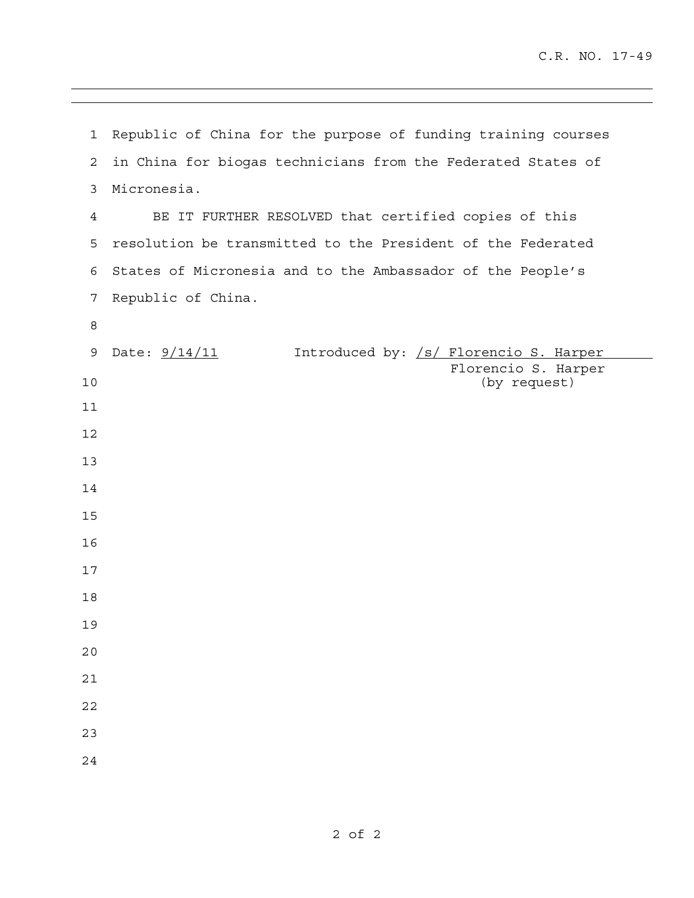Republic of China for the purpose of funding training courses in China for biogas technicians from the Federated States of Micronesia.

BE IT FURTHER RESOLVED that certified copies of this resolution be transmitted to the President of the Federated States of Micronesia and to the Ambassador of the People's Republic of China.

Date: 9/14/11 Introduced by: /s/ Florencio S. Harper

Florencio S. Harper
(by request)